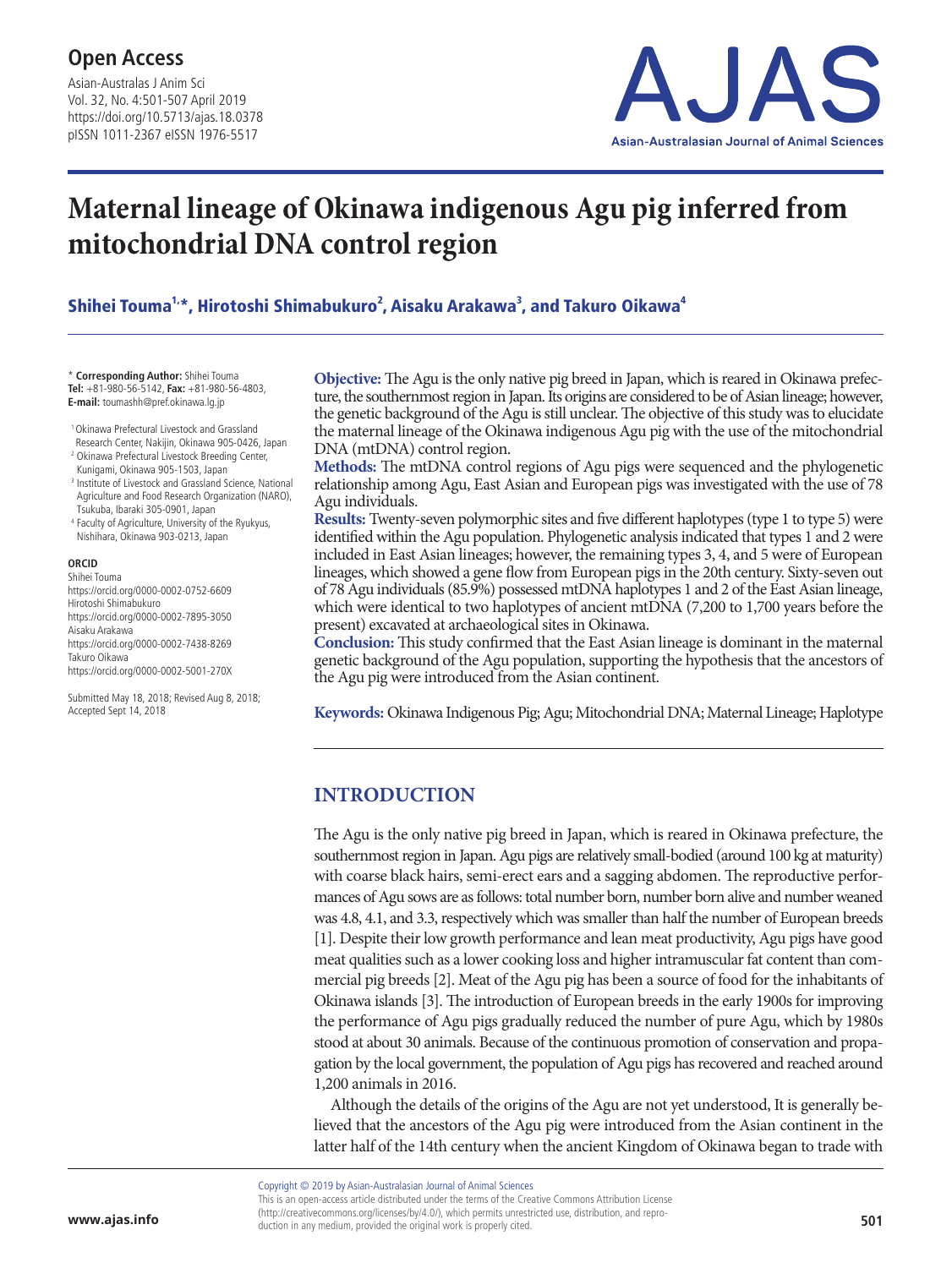# Maternal lineage of Okinawa indigenous Agu pig inferred from mitochondrial DNA control region

**Shihei Touma[1,*], Hirotoshi Shimabukuro[2], Aisaku Arakawa[3], and Takuro Oikawa[4]**

\* **Corresponding Author:** Shihei Touma
**Tel:** +81-980-56-5142, **Fax:** +81-980-56-4803,
**E-mail:** toumashh@pref.okinawa.lg.jp

[1] Okinawa Prefectural Livestock and Grassland Research Center, Nakijin, Okinawa 905-0426, Japan
[2] Okinawa Prefectural Livestock Breeding Center, Kunigami, Okinawa 905-1503, Japan
[3] Institute of Livestock and Grassland Science, National Agriculture and Food Research Organization (NARO), Tsukuba, Ibaraki 305-0901, Japan
[4] Faculty of Agriculture, University of the Ryukyus, Nishihara, Okinawa 903-0213, Japan

**ORCID**
Shihei Touma
https://orcid.org/0000-0002-0752-6609
Hirotoshi Shimabukuro
https://orcid.org/0000-0002-7895-3050
Aisaku Arakawa
https://orcid.org/0000-0002-7438-8269
Takuro Oikawa
https://orcid.org/0000-0002-5001-270X

Submitted May 18, 2018; Revised Aug 8, 2018; Accepted Sept 14, 2018

**Objective:** The Agu is the only native pig breed in Japan, which is reared in Okinawa prefecture, the southernmost region in Japan. Its origins are considered to be of Asian lineage; however, the genetic background of the Agu is still unclear. The objective of this study was to elucidate the maternal lineage of the Okinawa indigenous Agu pig with the use of the mitochondrial DNA (mtDNA) control region.

**Methods:** The mtDNA control regions of Agu pigs were sequenced and the phylogenetic relationship among Agu, East Asian and European pigs was investigated with the use of 78 Agu individuals.

**Results:** Twenty-seven polymorphic sites and five different haplotypes (type 1 to type 5) were identified within the Agu population. Phylogenetic analysis indicated that types 1 and 2 were included in East Asian lineages; however, the remaining types 3, 4, and 5 were of European lineages, which showed a gene flow from European pigs in the 20th century. Sixty-seven out of 78 Agu individuals (85.9%) possessed mtDNA haplotypes 1 and 2 of the East Asian lineage, which were identical to two haplotypes of ancient mtDNA (7,200 to 1,700 years before the present) excavated at archaeological sites in Okinawa.

**Conclusion:** This study confirmed that the East Asian lineage is dominant in the maternal genetic background of the Agu population, supporting the hypothesis that the ancestors of the Agu pig were introduced from the Asian continent.

**Keywords:** Okinawa Indigenous Pig; Agu; Mitochondrial DNA; Maternal Lineage; Haplotype

## INTRODUCTION

The Agu is the only native pig breed in Japan, which is reared in Okinawa prefecture, the southernmost region in Japan. Agu pigs are relatively small-bodied (around 100 kg at maturity) with coarse black hairs, semi-erect ears and a sagging abdomen. The reproductive performances of Agu sows are as follows: total number born, number born alive and number weaned was 4.8, 4.1, and 3.3, respectively which was smaller than half the number of European breeds [1]. Despite their low growth performance and lean meat productivity, Agu pigs have good meat qualities such as a lower cooking loss and higher intramuscular fat content than commercial pig breeds [2]. Meat of the Agu pig has been a source of food for the inhabitants of Okinawa islands [3]. The introduction of European breeds in the early 1900s for improving the performance of Agu pigs gradually reduced the number of pure Agu, which by 1980s stood at about 30 animals. Because of the continuous promotion of conservation and propagation by the local government, the population of Agu pigs has recovered and reached around 1,200 animals in 2016.

Although the details of the origins of the Agu are not yet understood, It is generally believed that the ancestors of the Agu pig were introduced from the Asian continent in the latter half of the 14th century when the ancient Kingdom of Okinawa began to trade with

Copyright © 2019 by Asian-Australasian Journal of Animal Sciences
This is an open-access article distributed under the terms of the Creative Commons Attribution License (http://creativecommons.org/licenses/by/4.0/), which permits unrestricted use, distribution, and reproduction in any medium, provided the original work is properly cited.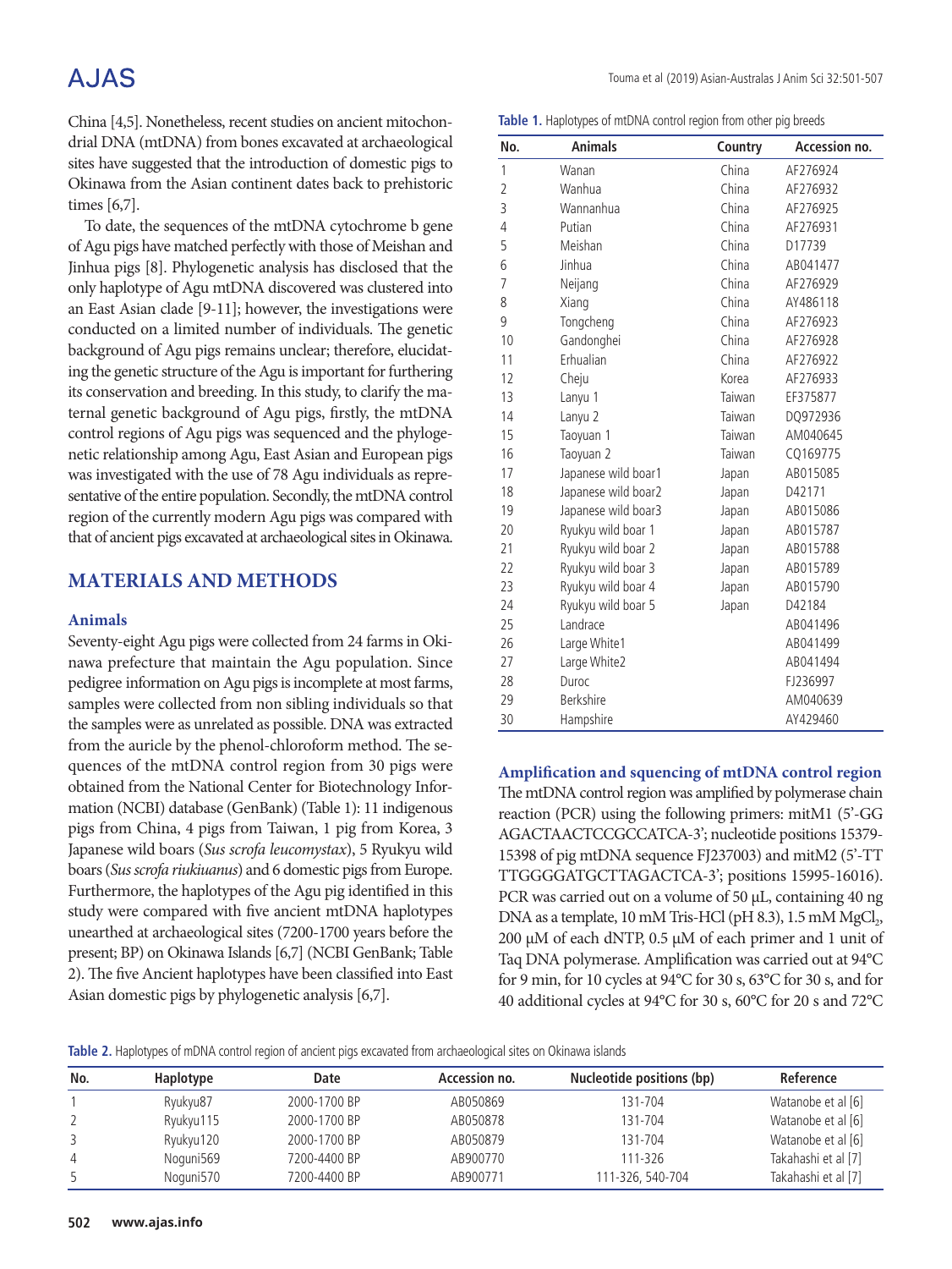China [4,5]. Nonetheless, recent studies on ancient mitochondrial DNA (mtDNA) from bones excavated at archaeological sites have suggested that the introduction of domestic pigs to Okinawa from the Asian continent dates back to prehistoric times [6,7].

To date, the sequences of the mtDNA cytochrome b gene of Agu pigs have matched perfectly with those of Meishan and Jinhua pigs [8]. Phylogenetic analysis has disclosed that the only haplotype of Agu mtDNA discovered was clustered into an East Asian clade [9-11]; however, the investigations were conducted on a limited number of individuals. The genetic background of Agu pigs remains unclear; therefore, elucidating the genetic structure of the Agu is important for furthering its conservation and breeding. In this study, to clarify the maternal genetic background of Agu pigs, firstly, the mtDNA control regions of Agu pigs was sequenced and the phylogenetic relationship among Agu, East Asian and European pigs was investigated with the use of 78 Agu individuals as representative of the entire population. Secondly, the mtDNA control region of the currently modern Agu pigs was compared with that of ancient pigs excavated at archaeological sites in Okinawa.

## MATERIALS AND METHODS

### Animals

Seventy-eight Agu pigs were collected from 24 farms in Okinawa prefecture that maintain the Agu population. Since pedigree information on Agu pigs is incomplete at most farms, samples were collected from non sibling individuals so that the samples were as unrelated as possible. DNA was extracted from the auricle by the phenol-chloroform method. The sequences of the mtDNA control region from 30 pigs were obtained from the National Center for Biotechnology Information (NCBI) database (GenBank) (Table 1): 11 indigenous pigs from China, 4 pigs from Taiwan, 1 pig from Korea, 3 Japanese wild boars (*Sus scrofa leucomystax*), 5 Ryukyu wild boars (*Sus scrofa riukiuanus*) and 6 domestic pigs from Europe. Furthermore, the haplotypes of the Agu pig identified in this study were compared with five ancient mtDNA haplotypes unearthed at archaeological sites (7200-1700 years before the present; BP) on Okinawa Islands [6,7] (NCBI GenBank; Table 2). The five Ancient haplotypes have been classified into East Asian domestic pigs by phylogenetic analysis [6,7].

**Table 1.** Haplotypes of mtDNA control region from other pig breeds

| No. | Animals | Country | Accession no. |
|---|---|---|---|
| 1 | Wanan | China | AF276924 |
| 2 | Wanhua | China | AF276932 |
| 3 | Wannanhua | China | AF276925 |
| 4 | Putian | China | AF276931 |
| 5 | Meishan | China | D17739 |
| 6 | Jinhua | China | AB041477 |
| 7 | Neijang | China | AF276929 |
| 8 | Xiang | China | AY486118 |
| 9 | Tongcheng | China | AF276923 |
| 10 | Gandonghei | China | AF276928 |
| 11 | Erhualian | China | AF276922 |
| 12 | Cheju | Korea | AF276933 |
| 13 | Lanyu 1 | Taiwan | EF375877 |
| 14 | Lanyu 2 | Taiwan | DQ972936 |
| 15 | Taoyuan 1 | Taiwan | AM040645 |
| 16 | Taoyuan 2 | Taiwan | CQ169775 |
| 17 | Japanese wild boar1 | Japan | AB015085 |
| 18 | Japanese wild boar2 | Japan | D42171 |
| 19 | Japanese wild boar3 | Japan | AB015086 |
| 20 | Ryukyu wild boar 1 | Japan | AB015787 |
| 21 | Ryukyu wild boar 2 | Japan | AB015788 |
| 22 | Ryukyu wild boar 3 | Japan | AB015789 |
| 23 | Ryukyu wild boar 4 | Japan | AB015790 |
| 24 | Ryukyu wild boar 5 | Japan | D42184 |
| 25 | Landrace | | AB041496 |
| 26 | Large White1 | | AB041499 |
| 27 | Large White2 | | AB041494 |
| 28 | Duroc | | FJ236997 |
| 29 | Berkshire | | AM040639 |
| 30 | Hampshire | | AY429460 |

### Amplification and squencing of mtDNA control region

The mtDNA control region was amplified by polymerase chain reaction (PCR) using the following primers: mitM1 (5'-GG AGACTAACTCCGCCATCA-3'; nucleotide positions 15379-15398 of pig mtDNA sequence FJ237003) and mitM2 (5'-TT TTGGGGATGCTTAGACTCA-3'; positions 15995-16016). PCR was carried out on a volume of 50 μL, containing 40 ng DNA as a template, 10 mM Tris-HCl (pH 8.3), 1.5 mM $MgCl_2$, 200 μM of each dNTP, 0.5 μM of each primer and 1 unit of Taq DNA polymerase. Amplification was carried out at 94°C for 9 min, for 10 cycles at 94°C for 30 s, 63°C for 30 s, and for 40 additional cycles at 94°C for 30 s, 60°C for 20 s and 72°C

**Table 2.** Haplotypes of mDNA control region of ancient pigs excavated from archaeological sites on Okinawa islands

| No. | Haplotype | Date | Accession no. | Nucleotide positions (bp) | Reference |
|---|---|---|---|---|---|
| 1 | Ryukyu87 | 2000-1700 BP | AB050869 | 131-704 | Watanobe et al [6] |
| 2 | Ryukyu115 | 2000-1700 BP | AB050878 | 131-704 | Watanobe et al [6] |
| 3 | Ryukyu120 | 2000-1700 BP | AB050879 | 131-704 | Watanobe et al [6] |
| 4 | Noguni569 | 7200-4400 BP | AB900770 | 111-326 | Takahashi et al [7] |
| 5 | Noguni570 | 7200-4400 BP | AB900771 | 111-326, 540-704 | Takahashi et al [7] |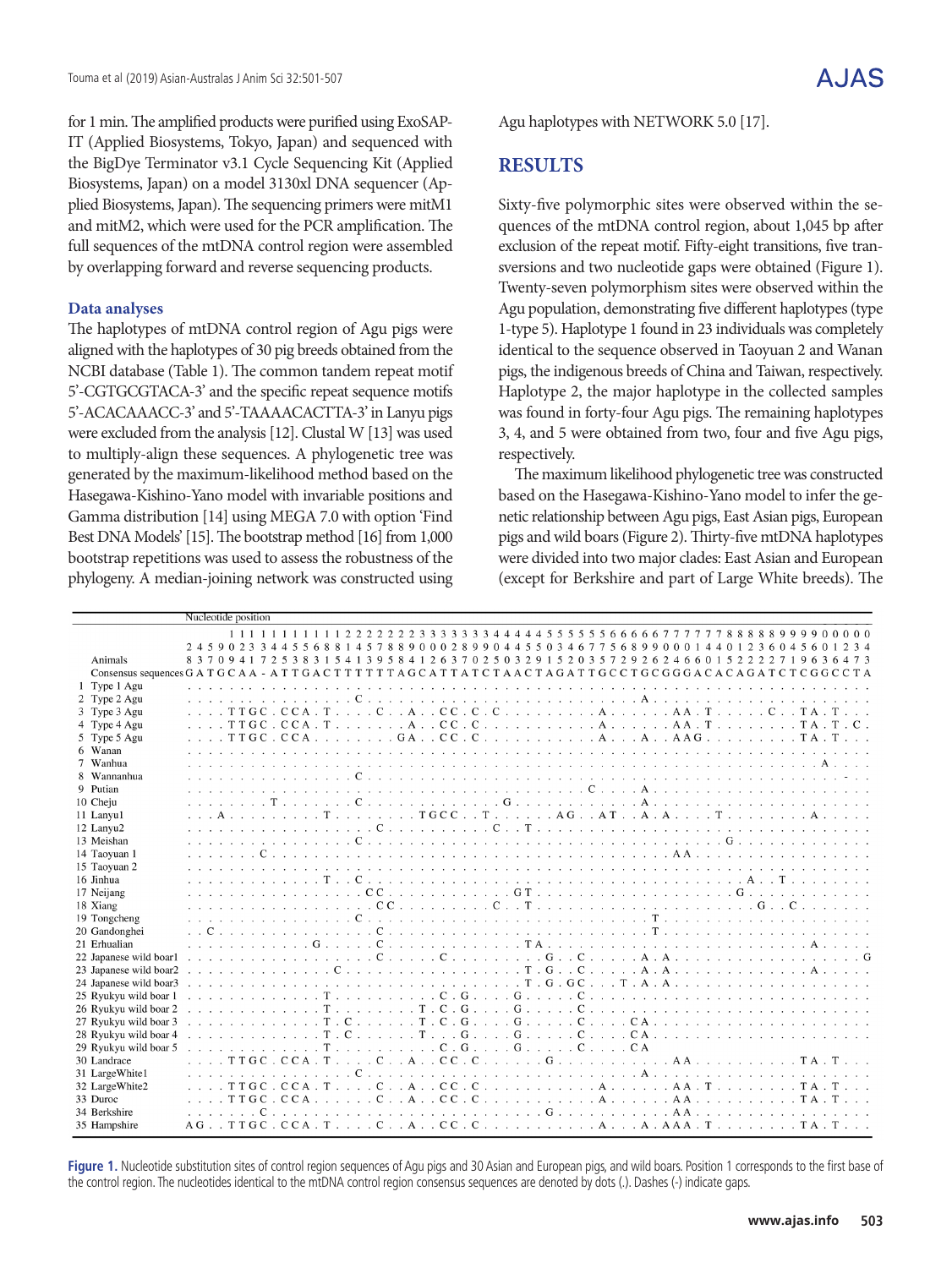for 1 min. The amplified products were purified using ExoSAP-IT (Applied Biosystems, Tokyo, Japan) and sequenced with the BigDye Terminator v3.1 Cycle Sequencing Kit (Applied Biosystems, Japan) on a model 3130xl DNA sequencer (Applied Biosystems, Japan). The sequencing primers were mitM1 and mitM2, which were used for the PCR amplification. The full sequences of the mtDNA control region were assembled by overlapping forward and reverse sequencing products.

### Data analyses

The haplotypes of mtDNA control region of Agu pigs were aligned with the haplotypes of 30 pig breeds obtained from the NCBI database (Table 1). The common tandem repeat motif 5'-CGTGCGTACA-3' and the specific repeat sequence motifs 5'-ACACAAACC-3' and 5'-TAAAACACTTA-3' in Lanyu pigs were excluded from the analysis [12]. Clustal W [13] was used to multiply-align these sequences. A phylogenetic tree was generated by the maximum-likelihood method based on the Hasegawa-Kishino-Yano model with invariable positions and Gamma distribution [14] using MEGA 7.0 with option 'Find Best DNA Models' [15]. The bootstrap method [16] from 1,000 bootstrap repetitions was used to assess the robustness of the phylogeny. A median-joining network was constructed using Agu haplotypes with NETWORK 5.0 [17].

## RESULTS

Sixty-five polymorphic sites were observed within the sequences of the mtDNA control region, about 1,045 bp after exclusion of the repeat motif. Fifty-eight transitions, five transversions and two nucleotide gaps were obtained (Figure 1). Twenty-seven polymorphism sites were observed within the Agu population, demonstrating five different haplotypes (type 1-type 5). Haplotype 1 found in 23 individuals was completely identical to the sequence observed in Taoyuan 2 and Wanan pigs, the indigenous breeds of China and Taiwan, respectively. Haplotype 2, the major haplotype in the collected samples was found in forty-four Agu pigs. The remaining haplotypes 3, 4, and 5 were obtained from two, four and five Agu pigs, respectively.

The maximum likelihood phylogenetic tree was constructed based on the Hasegawa-Kishino-Yano model to infer the genetic relationship between Agu pigs, East Asian pigs, European pigs and wild boars (Figure 2). Thirty-five mtDNA haplotypes were divided into two major clades: East Asian and European (except for Berkshire and part of Large White breeds). The

```
                          Nucleotide position
                              11111111111222222233333334444455555566666777777888889999000000
                          24590233445568814578890002899044550346775689900014401236045601234
Animals                   83709417253831541395841263702503291520357292624660152222719636473
Consensus sequences       GATGCAA-ATTGACTTTTTTAGCATTATCTAACTAGATTGCCTGCGGGACACAGATCTCGGCCTA
 1 Type 1 Agu             .................................................................
 2 Type 2 Agu             ................C..........................A.....................
 3 Type 3 Agu             ....TTGC.CCA.T....C..A..CC.C.C.........A......AA.T.....C..TA.T...
 4 Type 4 Agu             ....TTGC.CCA.T.......A..CC.C...........A......AA.T........TA.T.C.
 5 Type 5 Agu             ....TTGC.CCA........GA..CC.C...........A...A.AAG..........TA.T...
 6 Wanan                  .................................................................
 7 Wanhua                 ............................................................A....
 8 Wannanhua              ................C..............................................-.
 9 Putian                 ......................................C....A.....................
10 Cheju                  ........T.......C.............G............A.....................
11 Lanyu1                 ...A.........T........TGCC..T......AG..AT..A.A....T........A.....
12 Lanyu2                 ..................C..........C..T.................................
13 Meishan                ................C..................................G.............
14 Taoyuan 1              .......C......................................AA.................
15 Taoyuan 2              .................................................................
16 Jinhua                 .............T..C....................................A..T........
17 Neijang                .................CC............GT...................G............
18 Xiang                  ..................CC.........C..T.....................G..C.......
19 Tongcheng              ................C...........................T....................
20 Gandonghei             ..C...............C.........................T....................
21 Erhualian              ............G.....C.............TA.........................A.....
22 Japanese wild boar1    ..................C.....C.........G..C.....A.A..................G
23 Japanese wild boar2    ..............C.................T.G..C.....A.A.............A.....
24 Japanese wild boar3    ................................T.G.GC...T.A.A...................
25 Ryukyu wild boar 1     .............T..........C.G....G.....C...........................
26 Ryukyu wild boar 2     .............T........T.C.G....G.....C...........................
27 Ryukyu wild boar 3     .............T.C......T.C.G....G.....C....CA.....................
28 Ryukyu wild boar 4     .............T.C......T...G....G.....C....CA.....................
29 Ryukyu wild boar 5     .............T..........C.G....G.....C....CA.....................
30 Landrace               ....TTGC.CCA.T....C..A..CC.C......G...........AA..........TA.T...
31 LargeWhite1            ................C..........................A.....................
32 LargeWhite2            ....TTGC.CCA.T....C..A..CC.C...........A......AA.T........TA.T...
33 Duroc                  ....TTGC.CCA......C..A..CC.C...........A......AA..........TA.T...
34 Berkshire              .......C..........................G...........AA.................
35 Hampshire              AG..TTGC.CCA.T....C..A..CC.C...........A...A.AAA.T........TA.T...
```

**Figure 1.** Nucleotide substitution sites of control region sequences of Agu pigs and 30 Asian and European pigs, and wild boars. Position 1 corresponds to the first base of the control region. The nucleotides identical to the mtDNA control region consensus sequences are denoted by dots (.). Dashes (-) indicate gaps.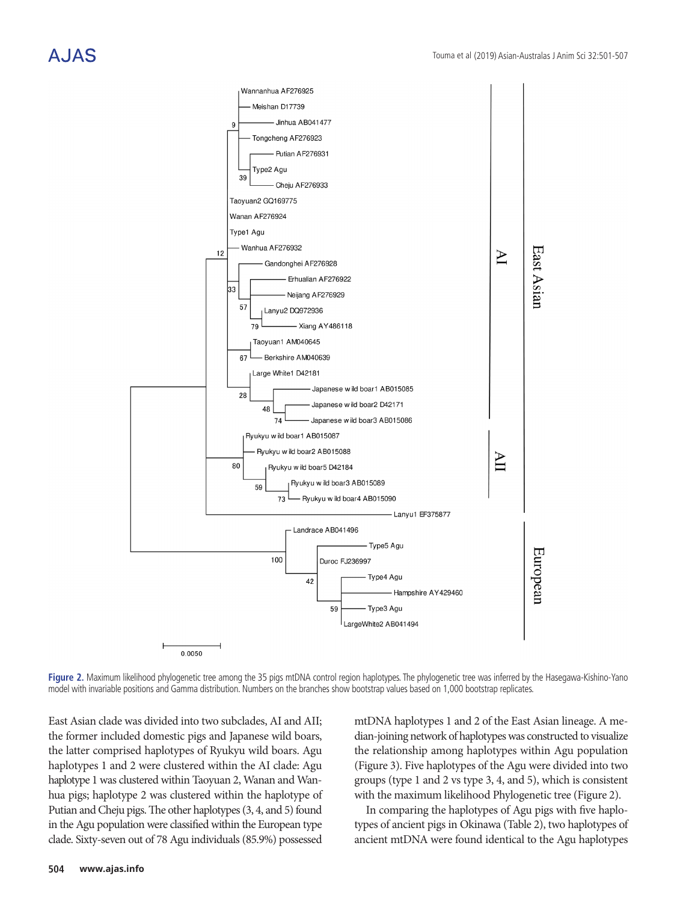Figure 2. Maximum likelihood phylogenetic tree among the 35 pigs mtDNA control region haplotypes. The phylogenetic tree was inferred by the Hasegawa-Kishino-Yano model with invariable positions and Gamma distribution. Numbers on the branches show bootstrap values based on 1,000 bootstrap replicates.

East Asian clade was divided into two subclades, AI and AII; the former included domestic pigs and Japanese wild boars, the latter comprised haplotypes of Ryukyu wild boars. Agu haplotypes 1 and 2 were clustered within the AI clade: Agu haplotype 1 was clustered within Taoyuan 2, Wanan and Wanhua pigs; haplotype 2 was clustered within the haplotype of Putian and Cheju pigs. The other haplotypes (3, 4, and 5) found in the Agu population were classified within the European type clade. Sixty-seven out of 78 Agu individuals (85.9%) possessed mtDNA haplotypes 1 and 2 of the East Asian lineage. A median-joining network of haplotypes was constructed to visualize the relationship among haplotypes within Agu population (Figure 3). Five haplotypes of the Agu were divided into two groups (type 1 and 2 vs type 3, 4, and 5), which is consistent with the maximum likelihood Phylogenetic tree (Figure 2).

In comparing the haplotypes of Agu pigs with five haplotypes of ancient pigs in Okinawa (Table 2), two haplotypes of ancient mtDNA were found identical to the Agu haplotypes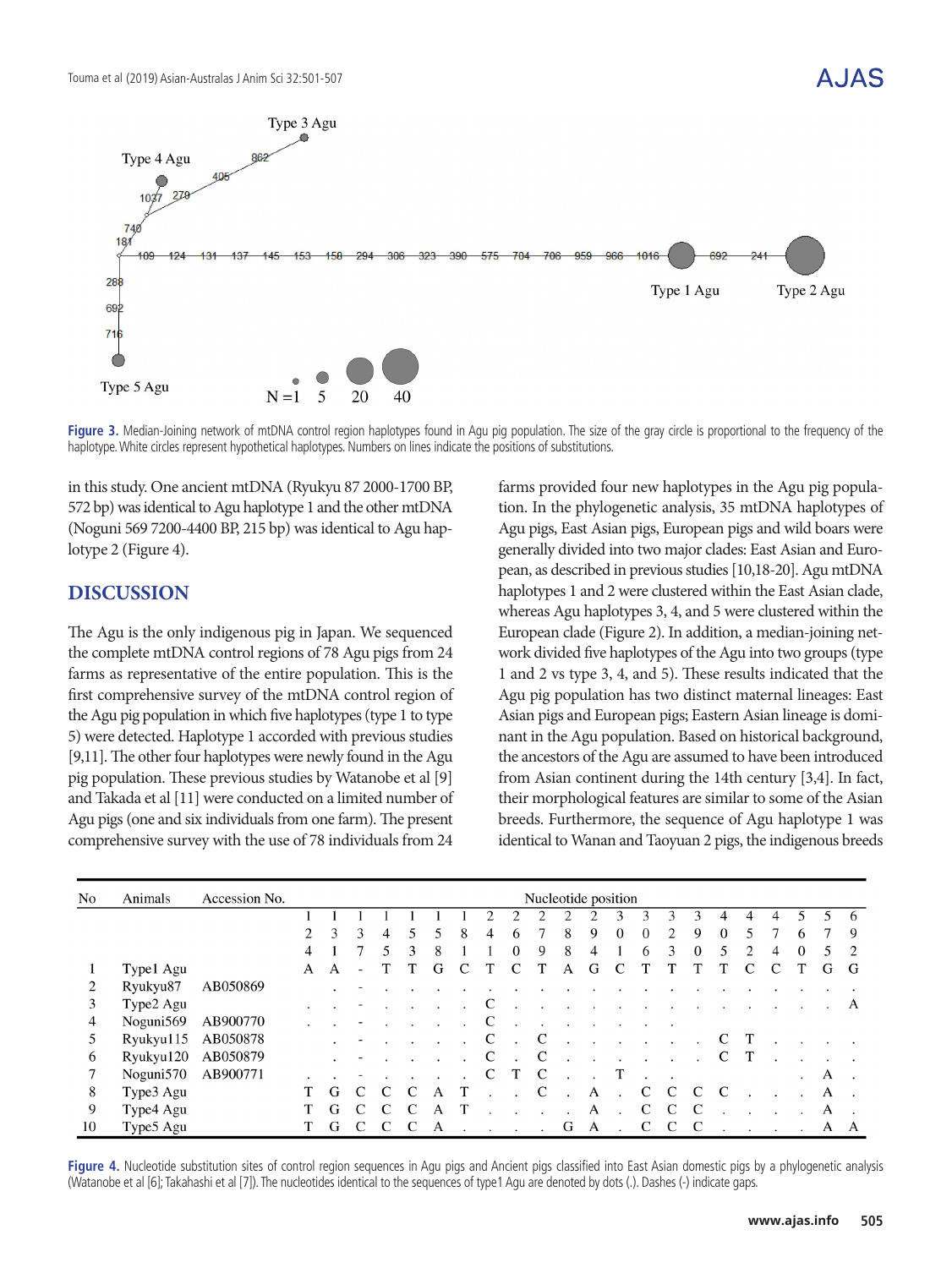Figure 3. Median-Joining network of mtDNA control region haplotypes found in Agu pig population. The size of the gray circle is proportional to the frequency of the haplotype. White circles represent hypothetical haplotypes. Numbers on lines indicate the positions of substitutions.

in this study. One ancient mtDNA (Ryukyu 87 2000-1700 BP, 572 bp) was identical to Agu haplotype 1 and the other mtDNA (Noguni 569 7200-4400 BP, 215 bp) was identical to Agu haplotype 2 (Figure 4).

## DISCUSSION

The Agu is the only indigenous pig in Japan. We sequenced the complete mtDNA control regions of 78 Agu pigs from 24 farms as representative of the entire population. This is the first comprehensive survey of the mtDNA control region of the Agu pig population in which five haplotypes (type 1 to type 5) were detected. Haplotype 1 accorded with previous studies [9,11]. The other four haplotypes were newly found in the Agu pig population. These previous studies by Watanobe et al [9] and Takada et al [11] were conducted on a limited number of Agu pigs (one and six individuals from one farm). The present comprehensive survey with the use of 78 individuals from 24 farms provided four new haplotypes in the Agu pig population. In the phylogenetic analysis, 35 mtDNA haplotypes of Agu pigs, East Asian pigs, European pigs and wild boars were generally divided into two major clades: East Asian and European, as described in previous studies [10,18-20]. Agu mtDNA haplotypes 1 and 2 were clustered within the East Asian clade, whereas Agu haplotypes 3, 4, and 5 were clustered within the European clade (Figure 2). In addition, a median-joining network divided five haplotypes of the Agu into two groups (type 1 and 2 vs type 3, 4, and 5). These results indicated that the Agu pig population has two distinct maternal lineages: East Asian pigs and European pigs; Eastern Asian lineage is dominant in the Agu population. Based on historical background, the ancestors of the Agu are assumed to have been introduced from Asian continent during the 14th century [3,4]. In fact, their morphological features are similar to some of the Asian breeds. Furthermore, the sequence of Agu haplotype 1 was identical to Wanan and Taoyuan 2 pigs, the indigenous breeds

| No | Animals | Accession No. | 124 | 131 | 137 | 145 | 153 | 158 | 181 | 241 | 260 | 279 | 288 | 294 | 301 | 306 | 323 | 390 | 405 | 452 | 474 | 560 | 575 | 692 |
|---|---|---|---|---|---|---|---|---|---|---|---|---|---|---|---|---|---|---|---|---|---|---|---|---|
| 1 | Type1 Agu | | A | A | - | T | T | G | C | T | C | T | A | G | C | T | T | T | T | C | C | T | G | G |
| 2 | Ryukyu87 | AB050869 | | . | - | . | . | . | . | . | . | . | . | . | . | . | . | . | . | . | . | . | . | . |
| 3 | Type2 Agu | | . | . | - | . | . | . | . | C | . | . | . | . | . | . | . | . | . | . | . | . | . | A |
| 4 | Noguni569 | AB900770 | . | . | - | . | . | . | . | C | . | . | . | . | . | . | . | | | | | | | |
| 5 | Ryukyu115 | AB050878 | | . | - | . | . | . | . | C | . | C | . | . | . | . | . | . | C | T | . | . | . | . |
| 6 | Ryukyu120 | AB050879 | | . | - | . | . | . | . | C | . | C | . | . | . | . | . | . | C | T | . | . | . | . |
| 7 | Noguni570 | AB900771 | . | . | - | . | . | . | . | C | T | C | . | . | T | . | . | | | | | . | A | . |
| 8 | Type3 Agu | | T | G | C | C | C | A | T | . | . | C | . | A | . | C | C | C | C | . | . | . | A | . |
| 9 | Type4 Agu | | T | G | C | C | C | A | T | . | . | . | . | A | . | C | C | C | . | . | . | . | A | . |
| 10 | Type5 Agu | | T | G | C | C | C | A | . | . | . | . | G | A | . | C | C | C | . | . | . | . | A | A |

Figure 4. Nucleotide substitution sites of control region sequences in Agu pigs and Ancient pigs classified into East Asian domestic pigs by a phylogenetic analysis (Watanobe et al [6]; Takahashi et al [7]). The nucleotides identical to the sequences of type1 Agu are denoted by dots (.). Dashes (-) indicate gaps.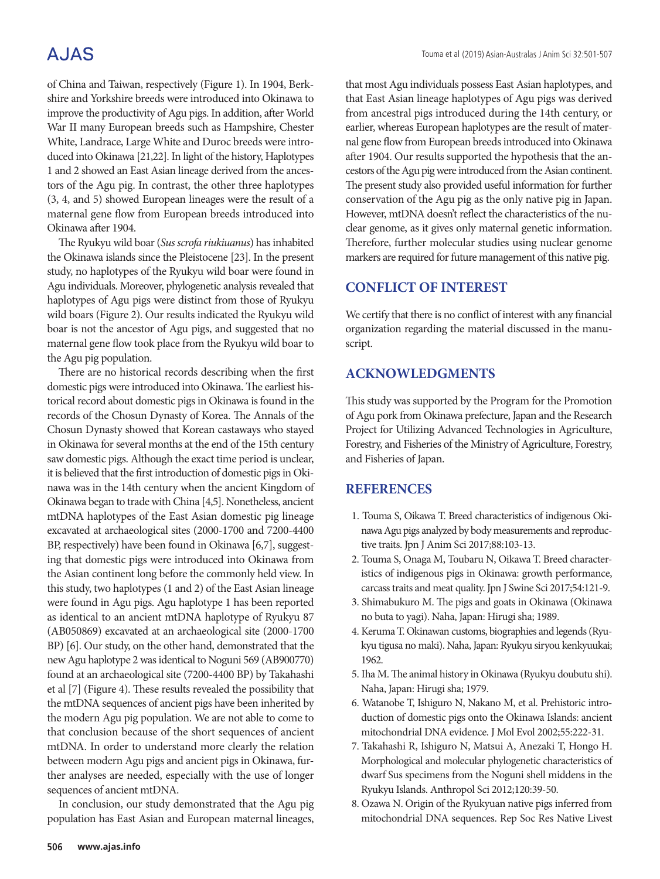of China and Taiwan, respectively (Figure 1). In 1904, Berkshire and Yorkshire breeds were introduced into Okinawa to improve the productivity of Agu pigs. In addition, after World War II many European breeds such as Hampshire, Chester White, Landrace, Large White and Duroc breeds were introduced into Okinawa [21,22]. In light of the history, Haplotypes 1 and 2 showed an East Asian lineage derived from the ancestors of the Agu pig. In contrast, the other three haplotypes (3, 4, and 5) showed European lineages were the result of a maternal gene flow from European breeds introduced into Okinawa after 1904.

The Ryukyu wild boar (*Sus scrofa riukiuanus*) has inhabited the Okinawa islands since the Pleistocene [23]. In the present study, no haplotypes of the Ryukyu wild boar were found in Agu individuals. Moreover, phylogenetic analysis revealed that haplotypes of Agu pigs were distinct from those of Ryukyu wild boars (Figure 2). Our results indicated the Ryukyu wild boar is not the ancestor of Agu pigs, and suggested that no maternal gene flow took place from the Ryukyu wild boar to the Agu pig population.

There are no historical records describing when the first domestic pigs were introduced into Okinawa. The earliest historical record about domestic pigs in Okinawa is found in the records of the Chosun Dynasty of Korea. The Annals of the Chosun Dynasty showed that Korean castaways who stayed in Okinawa for several months at the end of the 15th century saw domestic pigs. Although the exact time period is unclear, it is believed that the first introduction of domestic pigs in Okinawa was in the 14th century when the ancient Kingdom of Okinawa began to trade with China [4,5]. Nonetheless, ancient mtDNA haplotypes of the East Asian domestic pig lineage excavated at archaeological sites (2000-1700 and 7200-4400 BP, respectively) have been found in Okinawa [6,7], suggesting that domestic pigs were introduced into Okinawa from the Asian continent long before the commonly held view. In this study, two haplotypes (1 and 2) of the East Asian lineage were found in Agu pigs. Agu haplotype 1 has been reported as identical to an ancient mtDNA haplotype of Ryukyu 87 (AB050869) excavated at an archaeological site (2000-1700 BP) [6]. Our study, on the other hand, demonstrated that the new Agu haplotype 2 was identical to Noguni 569 (AB900770) found at an archaeological site (7200-4400 BP) by Takahashi et al [7] (Figure 4). These results revealed the possibility that the mtDNA sequences of ancient pigs have been inherited by the modern Agu pig population. We are not able to come to that conclusion because of the short sequences of ancient mtDNA. In order to understand more clearly the relation between modern Agu pigs and ancient pigs in Okinawa, further analyses are needed, especially with the use of longer sequences of ancient mtDNA.

In conclusion, our study demonstrated that the Agu pig population has East Asian and European maternal lineages, that most Agu individuals possess East Asian haplotypes, and that East Asian lineage haplotypes of Agu pigs was derived from ancestral pigs introduced during the 14th century, or earlier, whereas European haplotypes are the result of maternal gene flow from European breeds introduced into Okinawa after 1904. Our results supported the hypothesis that the ancestors of the Agu pig were introduced from the Asian continent. The present study also provided useful information for further conservation of the Agu pig as the only native pig in Japan. However, mtDNA doesn't reflect the characteristics of the nuclear genome, as it gives only maternal genetic information. Therefore, further molecular studies using nuclear genome markers are required for future management of this native pig.

## CONFLICT OF INTEREST

We certify that there is no conflict of interest with any financial organization regarding the material discussed in the manuscript.

## ACKNOWLEDGMENTS

This study was supported by the Program for the Promotion of Agu pork from Okinawa prefecture, Japan and the Research Project for Utilizing Advanced Technologies in Agriculture, Forestry, and Fisheries of the Ministry of Agriculture, Forestry, and Fisheries of Japan.

## REFERENCES

1. Touma S, Oikawa T. Breed characteristics of indigenous Okinawa Agu pigs analyzed by body measurements and reproductive traits. Jpn J Anim Sci 2017;88:103-13.
2. Touma S, Onaga M, Toubaru N, Oikawa T. Breed characteristics of indigenous pigs in Okinawa: growth performance, carcass traits and meat quality. Jpn J Swine Sci 2017;54:121-9.
3. Shimabukuro M. The pigs and goats in Okinawa (Okinawa no buta to yagi). Naha, Japan: Hirugi sha; 1989.
4. Keruma T. Okinawan customs, biographies and legends (Ryukyu tigusa no maki). Naha, Japan: Ryukyu siryou kenkyuukai; 1962.
5. Iha M. The animal history in Okinawa (Ryukyu doubutu shi). Naha, Japan: Hirugi sha; 1979.
6. Watanobe T, Ishiguro N, Nakano M, et al. Prehistoric introduction of domestic pigs onto the Okinawa Islands: ancient mitochondrial DNA evidence. J Mol Evol 2002;55:222-31.
7. Takahashi R, Ishiguro N, Matsui A, Anezaki T, Hongo H. Morphological and molecular phylogenetic characteristics of dwarf Sus specimens from the Noguni shell middens in the Ryukyu Islands. Anthropol Sci 2012;120:39-50.
8. Ozawa N. Origin of the Ryukyuan native pigs inferred from mitochondrial DNA sequences. Rep Soc Res Native Livest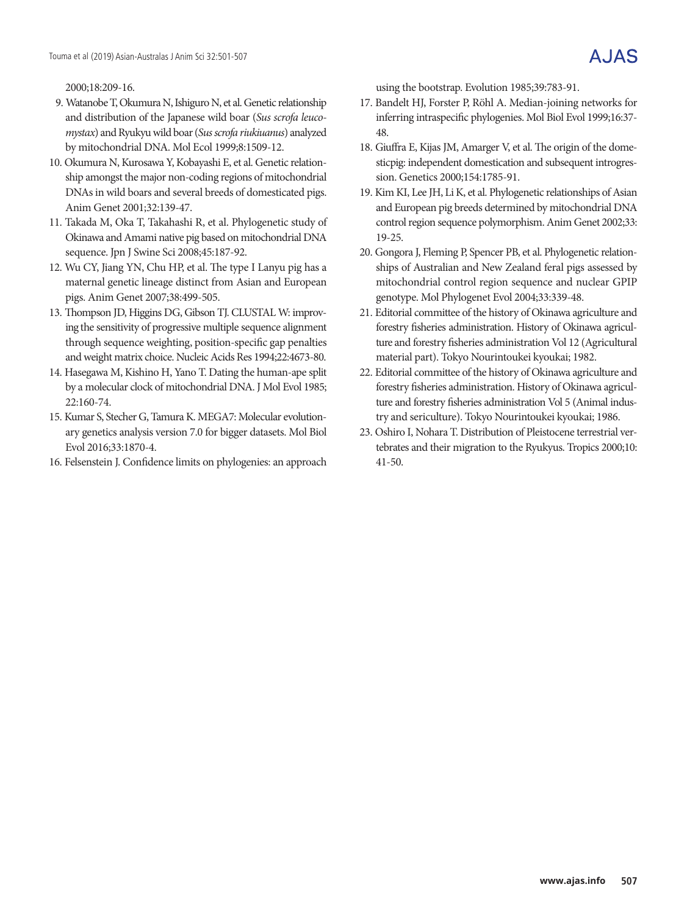2000;18:209-16.

9. Watanobe T, Okumura N, Ishiguro N, et al. Genetic relationship and distribution of the Japanese wild boar (*Sus scrofa leucomystax*) and Ryukyu wild boar (*Sus scrofa riukiuanus*) analyzed by mitochondrial DNA. Mol Ecol 1999;8:1509-12.
10. Okumura N, Kurosawa Y, Kobayashi E, et al. Genetic relationship amongst the major non-coding regions of mitochondrial DNAs in wild boars and several breeds of domesticated pigs. Anim Genet 2001;32:139-47.
11. Takada M, Oka T, Takahashi R, et al. Phylogenetic study of Okinawa and Amami native pig based on mitochondrial DNA sequence. Jpn J Swine Sci 2008;45:187-92.
12. Wu CY, Jiang YN, Chu HP, et al. The type I Lanyu pig has a maternal genetic lineage distinct from Asian and European pigs. Anim Genet 2007;38:499-505.
13. Thompson JD, Higgins DG, Gibson TJ. CLUSTAL W: improving the sensitivity of progressive multiple sequence alignment through sequence weighting, position-specific gap penalties and weight matrix choice. Nucleic Acids Res 1994;22:4673-80.
14. Hasegawa M, Kishino H, Yano T. Dating the human-ape split by a molecular clock of mitochondrial DNA. J Mol Evol 1985; 22:160-74.
15. Kumar S, Stecher G, Tamura K. MEGA7: Molecular evolutionary genetics analysis version 7.0 for bigger datasets. Mol Biol Evol 2016;33:1870-4.
16. Felsenstein J. Confidence limits on phylogenies: an approach using the bootstrap. Evolution 1985;39:783-91.
17. Bandelt HJ, Forster P, Röhl A. Median-joining networks for inferring intraspecific phylogenies. Mol Biol Evol 1999;16:37-48.
18. Giuffra E, Kijas JM, Amarger V, et al. The origin of the domesticpig: independent domestication and subsequent introgression. Genetics 2000;154:1785-91.
19. Kim KI, Lee JH, Li K, et al. Phylogenetic relationships of Asian and European pig breeds determined by mitochondrial DNA control region sequence polymorphism. Anim Genet 2002;33: 19-25.
20. Gongora J, Fleming P, Spencer PB, et al. Phylogenetic relationships of Australian and New Zealand feral pigs assessed by mitochondrial control region sequence and nuclear GPIP genotype. Mol Phylogenet Evol 2004;33:339-48.
21. Editorial committee of the history of Okinawa agriculture and forestry fisheries administration. History of Okinawa agriculture and forestry fisheries administration Vol 12 (Agricultural material part). Tokyo Nourintoukei kyoukai; 1982.
22. Editorial committee of the history of Okinawa agriculture and forestry fisheries administration. History of Okinawa agriculture and forestry fisheries administration Vol 5 (Animal industry and sericulture). Tokyo Nourintoukei kyoukai; 1986.
23. Oshiro I, Nohara T. Distribution of Pleistocene terrestrial vertebrates and their migration to the Ryukyus. Tropics 2000;10: 41-50.